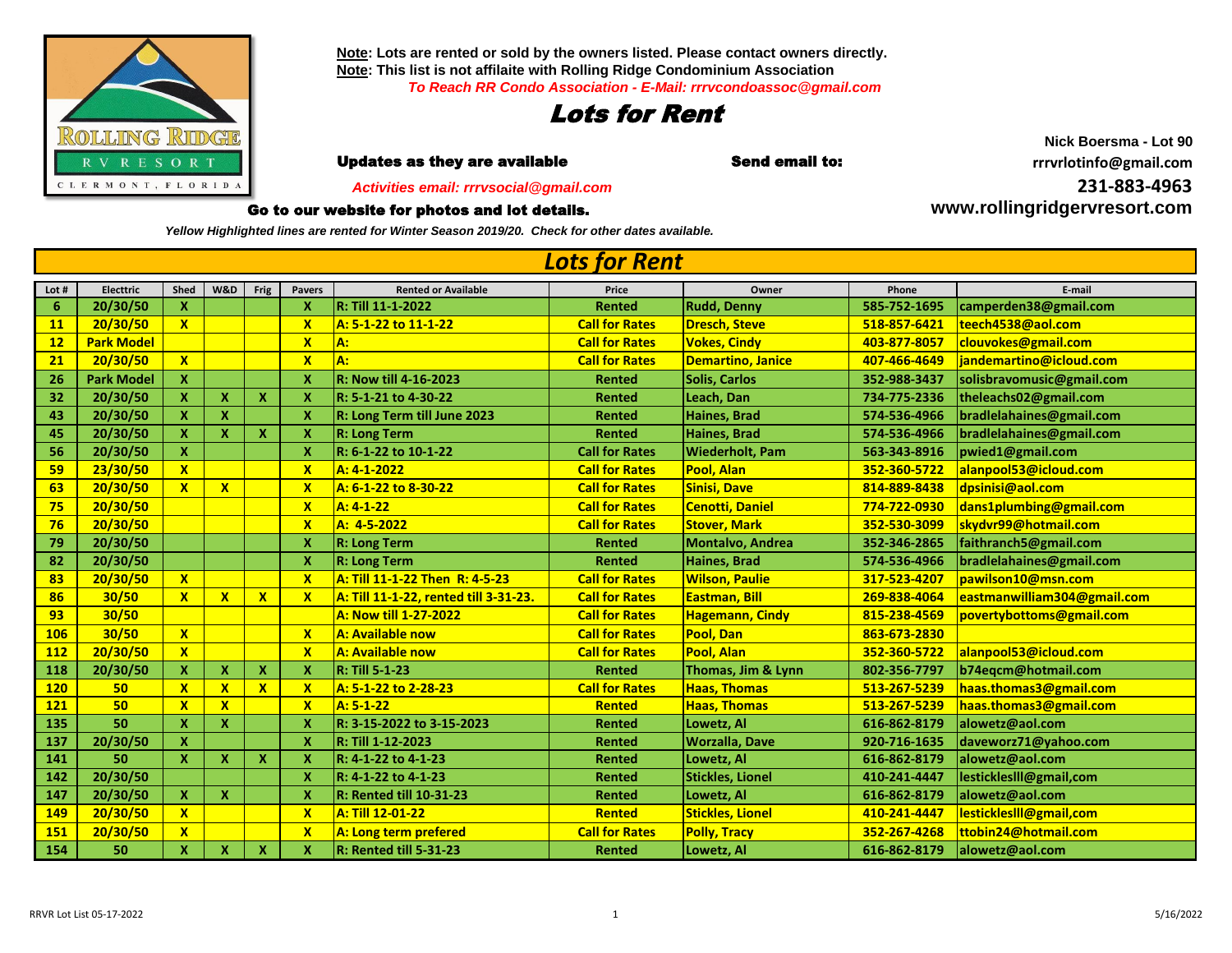**Note: Lots are rented or sold by the owners listed. Please contact owners directly.**
**Note: This list is not affilaite with Rolling Ridge Condominium Association**
*To Reach RR Condo Association - E-Mail: rrrvcondoassoc@gmail.com*

# Lots for Rent

**Updates as they are available** **Send email to:**

**Nick Boersma - Lot 90**
**rrrvrlotinfo@gmail.com**
**231-883-4963**
**www.rollingridgervresort.com**

*Activities email: rrrvsocial@gmail.com*

**Go to our website for photos and lot details.**

*Yellow Highlighted lines are rented for Winter Season 2019/20. Check for other dates available.*

## Lots for Rent

| Lot # | Electtric | Shed | W&D | Frig | Pavers | Rented or Available | Price | Owner | Phone | E-mail |
|---|---|---|---|---|---|---|---|---|---|---|
| 6 | 20/30/50 | X | | | X | R: Till 11-1-2022 | Rented | Rudd, Denny | 585-752-1695 | camperden38@gmail.com |
| 11 | 20/30/50 | X | | | X | A: 5-1-22 to 11-1-22 | Call for Rates | Dresch, Steve | 518-857-6421 | teech4538@aol.com |
| 12 | Park Model | | | | X | A: | Call for Rates | Vokes, Cindy | 403-877-8057 | clouvokes@gmail.com |
| 21 | 20/30/50 | X | | | X | A: | Call for Rates | Demartino, Janice | 407-466-4649 | jandemartino@icloud.com |
| 26 | Park Model | X | | | X | R: Now till 4-16-2023 | Rented | Solis, Carlos | 352-988-3437 | solisbravomusic@gmail.com |
| 32 | 20/30/50 | X | X | X | X | R: 5-1-21 to 4-30-22 | Rented | Leach, Dan | 734-775-2336 | theleachs02@gmail.com |
| 43 | 20/30/50 | X | X | | X | R: Long Term till June 2023 | Rented | Haines, Brad | 574-536-4966 | bradlelahaines@gmail.com |
| 45 | 20/30/50 | X | X | X | X | R: Long Term | Rented | Haines, Brad | 574-536-4966 | bradlelahaines@gmail.com |
| 56 | 20/30/50 | X | | | X | R: 6-1-22 to 10-1-22 | Call for Rates | Wiederholt, Pam | 563-343-8916 | pwied1@gmail.com |
| 59 | 23/30/50 | X | | | X | A: 4-1-2022 | Call for Rates | Pool, Alan | 352-360-5722 | alanpool53@icloud.com |
| 63 | 20/30/50 | X | X | | X | A: 6-1-22 to 8-30-22 | Call for Rates | Sinisi, Dave | 814-889-8438 | dpsinisi@aol.com |
| 75 | 20/30/50 | | | | X | A: 4-1-22 | Call for Rates | Cenotti, Daniel | 774-722-0930 | dans1plumbing@gmail.com |
| 76 | 20/30/50 | | | | X | A: 4-5-2022 | Call for Rates | Stover, Mark | 352-530-3099 | skydvr99@hotmail.com |
| 79 | 20/30/50 | | | | X | R: Long Term | Rented | Montalvo, Andrea | 352-346-2865 | faithranch5@gmail.com |
| 82 | 20/30/50 | | | | X | R: Long Term | Rented | Haines, Brad | 574-536-4966 | bradlelahaines@gmail.com |
| 83 | 20/30/50 | X | | | X | A: Till 11-1-22 Then R: 4-5-23 | Call for Rates | Wilson, Paulie | 317-523-4207 | pawilson10@msn.com |
| 86 | 30/50 | X | X | X | X | A: Till 11-1-22, rented till 3-31-23. | Call for Rates | Eastman, Bill | 269-838-4064 | eastmanwilliam304@gmail.com |
| 93 | 30/50 | | | | | A: Now till 1-27-2022 | Call for Rates | Hagemann, Cindy | 815-238-4569 | povertybottoms@gmail.com |
| 106 | 30/50 | X | | | X | A: Available now | Call for Rates | Pool, Dan | 863-673-2830 | |
| 112 | 20/30/50 | X | | | X | A: Available now | Call for Rates | Pool, Alan | 352-360-5722 | alanpool53@icloud.com |
| 118 | 20/30/50 | X | X | X | X | R: Till 5-1-23 | Rented | Thomas, Jim & Lynn | 802-356-7797 | b74eqcm@hotmail.com |
| 120 | 50 | X | X | X | X | A: 5-1-22 to 2-28-23 | Call for Rates | Haas, Thomas | 513-267-5239 | haas.thomas3@gmail.com |
| 121 | 50 | X | X | | X | A: 5-1-22 | Rented | Haas, Thomas | 513-267-5239 | haas.thomas3@gmail.com |
| 135 | 50 | X | X | | X | R: 3-15-2022 to 3-15-2023 | Rented | Lowetz, Al | 616-862-8179 | alowetz@aol.com |
| 137 | 20/30/50 | X | | | X | R: Till 1-12-2023 | Rented | Worzalla, Dave | 920-716-1635 | daveworz71@yahoo.com |
| 141 | 50 | X | X | X | X | R: 4-1-22 to 4-1-23 | Rented | Lowetz, Al | 616-862-8179 | alowetz@aol.com |
| 142 | 20/30/50 | | | | X | R: 4-1-22 to 4-1-23 | Rented | Stickles, Lionel | 410-241-4447 | lesticklesIII@gmail,com |
| 147 | 20/30/50 | X | X | | X | R: Rented till 10-31-23 | Rented | Lowetz, Al | 616-862-8179 | alowetz@aol.com |
| 149 | 20/30/50 | X | | | X | A: Till 12-01-22 | Rented | Stickles, Lionel | 410-241-4447 | lesticklesIII@gmail,com |
| 151 | 20/30/50 | X | | | X | A: Long term prefered | Call for Rates | Polly, Tracy | 352-267-4268 | ttobin24@hotmail.com |
| 154 | 50 | X | X | X | X | R: Rented till 5-31-23 | Rented | Lowetz, Al | 616-862-8179 | alowetz@aol.com |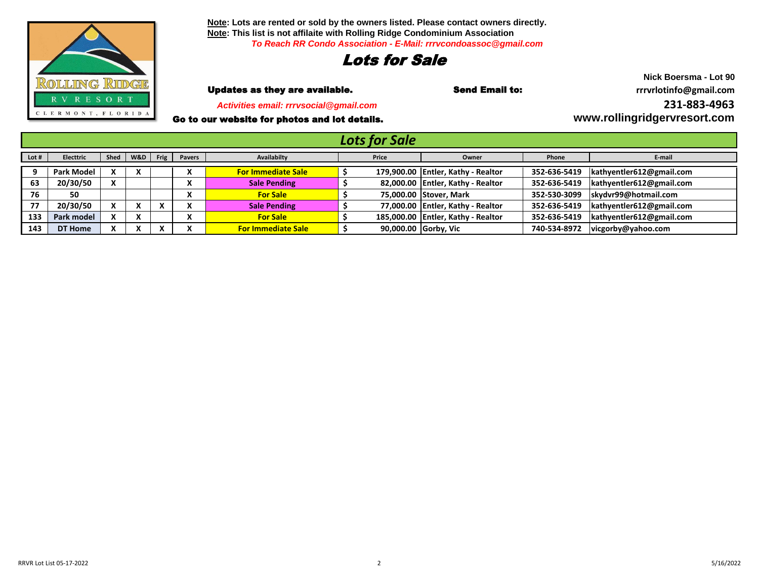**Note**: Lots are rented or sold by the owners listed. Please contact owners directly.
**Note**: This list is not affilaite with Rolling Ridge Condominium Association
*To Reach RR Condo Association - E-Mail: rrrvcondoassoc@gmail.com*

# *Lots for Sale*

**Updates as they are available.**

*Activities email: rrrvsocial@gmail.com*

**Go to our website for photos and lot details.**

**Send Email to:**

**Nick Boersma - Lot 90**
**rrrvrlotinfo@gmail.com**
**231-883-4963**
**www.rollingridgervresort.com**

## *Lots for Sale*

| Lot # | Electtric | Shed | W&D | Frig | Pavers | Availabilty | Price | Owner | Phone | E-mail |
|---|---|---|---|---|---|---|---|---|---|---|
| 9 | Park Model | X | X | | X | For Immediate Sale | $ 179,900.00 | Entler, Kathy - Realtor | 352-636-5419 | kathyentler612@gmail.com |
| 63 | 20/30/50 | X | | | X | Sale Pending | $ 82,000.00 | Entler, Kathy - Realtor | 352-636-5419 | kathyentler612@gmail.com |
| 76 | 50 | | | | X | For Sale | $ 75,000.00 | Stover, Mark | 352-530-3099 | skydvr99@hotmail.com |
| 77 | 20/30/50 | X | X | X | X | Sale Pending | $ 77,000.00 | Entler, Kathy - Realtor | 352-636-5419 | kathyentler612@gmail.com |
| 133 | Park model | X | X | | X | For Sale | $ 185,000.00 | Entler, Kathy - Realtor | 352-636-5419 | kathyentler612@gmail.com |
| 143 | DT Home | X | X | X | X | For Immediate Sale | $ 90,000.00 | Gorby, Vic | 740-534-8972 | vicgorby@yahoo.com |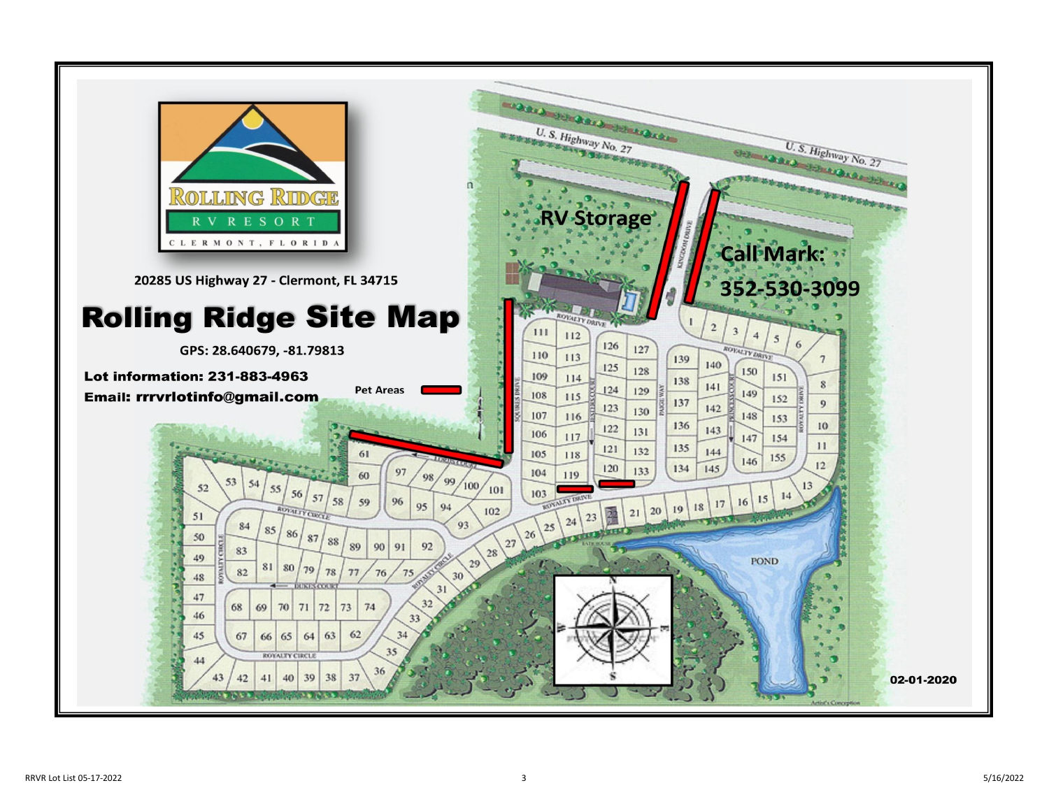ROLLING RIDGE
RV RESORT
CLERMONT, FLORIDA

20285 US Highway 27 - Clermont, FL 34715

# Rolling Ridge Site Map

GPS: 28.640679, -81.79813

**Lot information: 231-883-4963**

**Email: rrrvrlotinfo@gmail.com**

Pet Areas

RV Storage

Call Mark:
352-530-3099

U. S. Highway No. 27

POND

02-01-2020